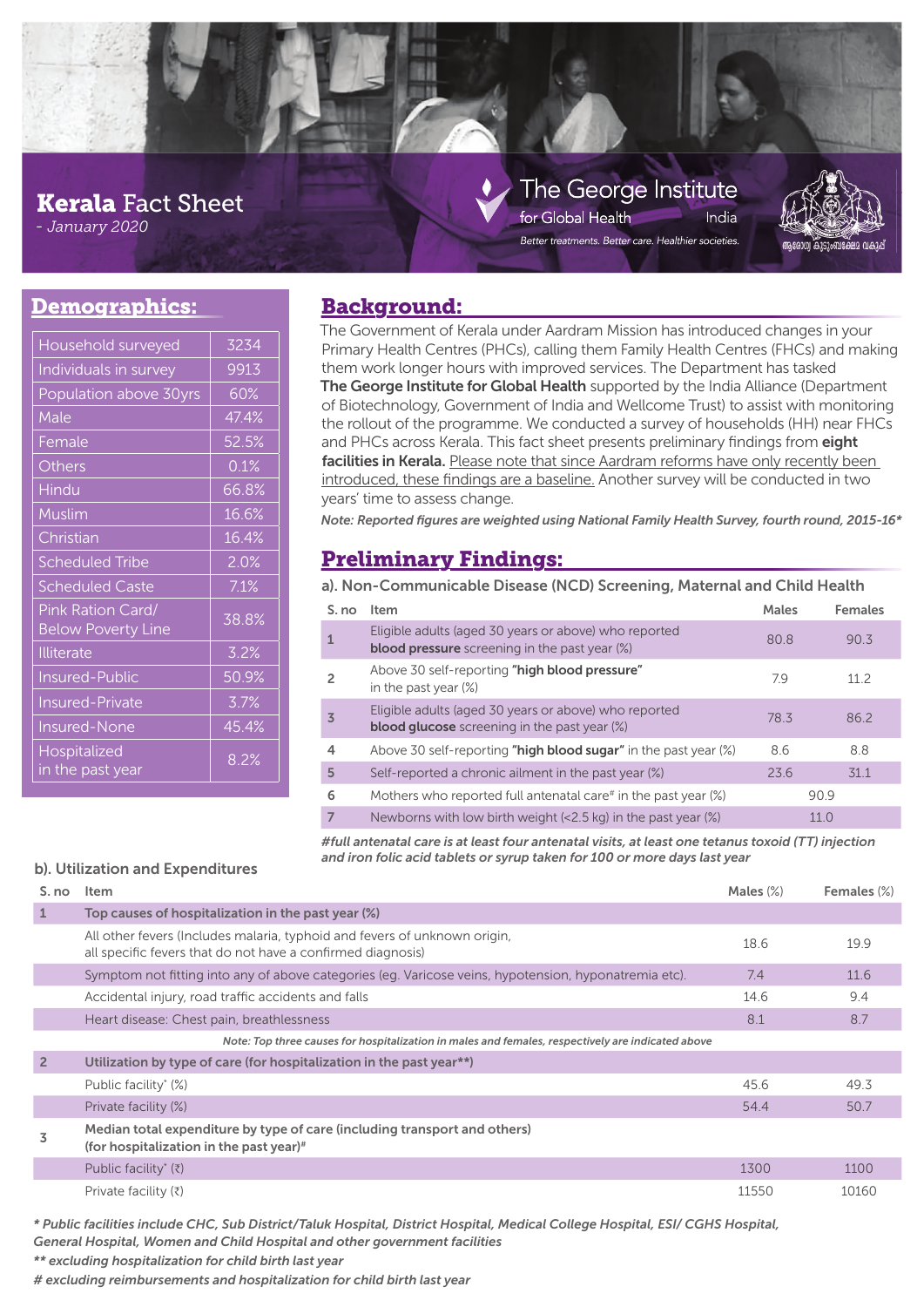# **Kerala** Fact Sheet

*- January 2020*

The George Institute for Global Health India

*Better treatments. Better care. Healthier societies.*

## Demographics:

| | |
|---|---|
| Household surveyed | 3234 |
| Individuals in survey | 9913 |
| Population above 30yrs | 60% |
| Male | 47.4% |
| Female | 52.5% |
| Others | 0.1% |
| Hindu | 66.8% |
| Muslim | 16.6% |
| Christian | 16.4% |
| Scheduled Tribe | 2.0% |
| Scheduled Caste | 7.1% |
| Pink Ration Card/ Below Poverty Line | 38.8% |
| Illiterate | 3.2% |
| Insured-Public | 50.9% |
| Insured-Private | 3.7% |
| Insured-None | 45.4% |
| Hospitalized in the past year | 8.2% |

## Background:

The Government of Kerala under Aardram Mission has introduced changes in your Primary Health Centres (PHCs), calling them Family Health Centres (FHCs) and making them work longer hours with improved services. The Department has tasked **The George Institute for Global Health** supported by the India Alliance (Department of Biotechnology, Government of India and Wellcome Trust) to assist with monitoring the rollout of the programme. We conducted a survey of households (HH) near FHCs and PHCs across Kerala. This fact sheet presents preliminary findings from **eight facilities in Kerala.** Please note that since Aardram reforms have only recently been introduced, these findings are a baseline. Another survey will be conducted in two years' time to assess change.

***Note: Reported figures are weighted using National Family Health Survey, fourth round, 2015-16****

## Preliminary Findings:

### a). Non-Communicable Disease (NCD) Screening, Maternal and Child Health

| S. no | Item | Males | Females |
|---|---|---|---|
| 1 | Eligible adults (aged 30 years or above) who reported **blood pressure** screening in the past year (%) | 80.8 | 90.3 |
| 2 | Above 30 self-reporting **"high blood pressure"** in the past year (%) | 7.9 | 11.2 |
| 3 | Eligible adults (aged 30 years or above) who reported **blood glucose** screening in the past year (%) | 78.3 | 86.2 |
| 4 | Above 30 self-reporting **"high blood sugar"** in the past year (%) | 8.6 | 8.8 |
| 5 | Self-reported a chronic ailment in the past year (%) | 23.6 | 31.1 |
| 6 | Mothers who reported full antenatal care# in the past year (%) | 90.9 | |
| 7 | Newborns with low birth weight (<2.5 kg) in the past year (%) | 11.0 | |

*#full antenatal care is at least four antenatal visits, at least one tetanus toxoid (TT) injection and iron folic acid tablets or syrup taken for 100 or more days last year*

### b). Utilization and Expenditures

| S. no | Item | Males (%) | Females (%) |
|---|---|---|---|
| 1 | **Top causes of hospitalization in the past year (%)** | | |
| | All other fevers (Includes malaria, typhoid and fevers of unknown origin, all specific fevers that do not have a confirmed diagnosis) | 18.6 | 19.9 |
| | Symptom not fitting into any of above categories (eg. Varicose veins, hypotension, hyponatremia etc). | 7.4 | 11.6 |
| | Accidental injury, road traffic accidents and falls | 14.6 | 9.4 |
| | Heart disease: Chest pain, breathlessness | 8.1 | 8.7 |
| | *Note: Top three causes for hospitalization in males and females, respectively are indicated above* | | |
| 2 | **Utilization by type of care (for hospitalization in the past year\*\*)** | | |
| | Public facility* (%) | 45.6 | 49.3 |
| | Private facility (%) | 54.4 | 50.7 |
| 3 | **Median total expenditure by type of care (including transport and others) (for hospitalization in the past year)#** | | |
| | Public facility* (₹) | 1300 | 1100 |
| | Private facility (₹) | 11550 | 10160 |

*\* Public facilities include CHC, Sub District/Taluk Hospital, District Hospital, Medical College Hospital, ESI/ CGHS Hospital, General Hospital, Women and Child Hospital and other government facilities*

*\*\* excluding hospitalization for child birth last year*

*# excluding reimbursements and hospitalization for child birth last year*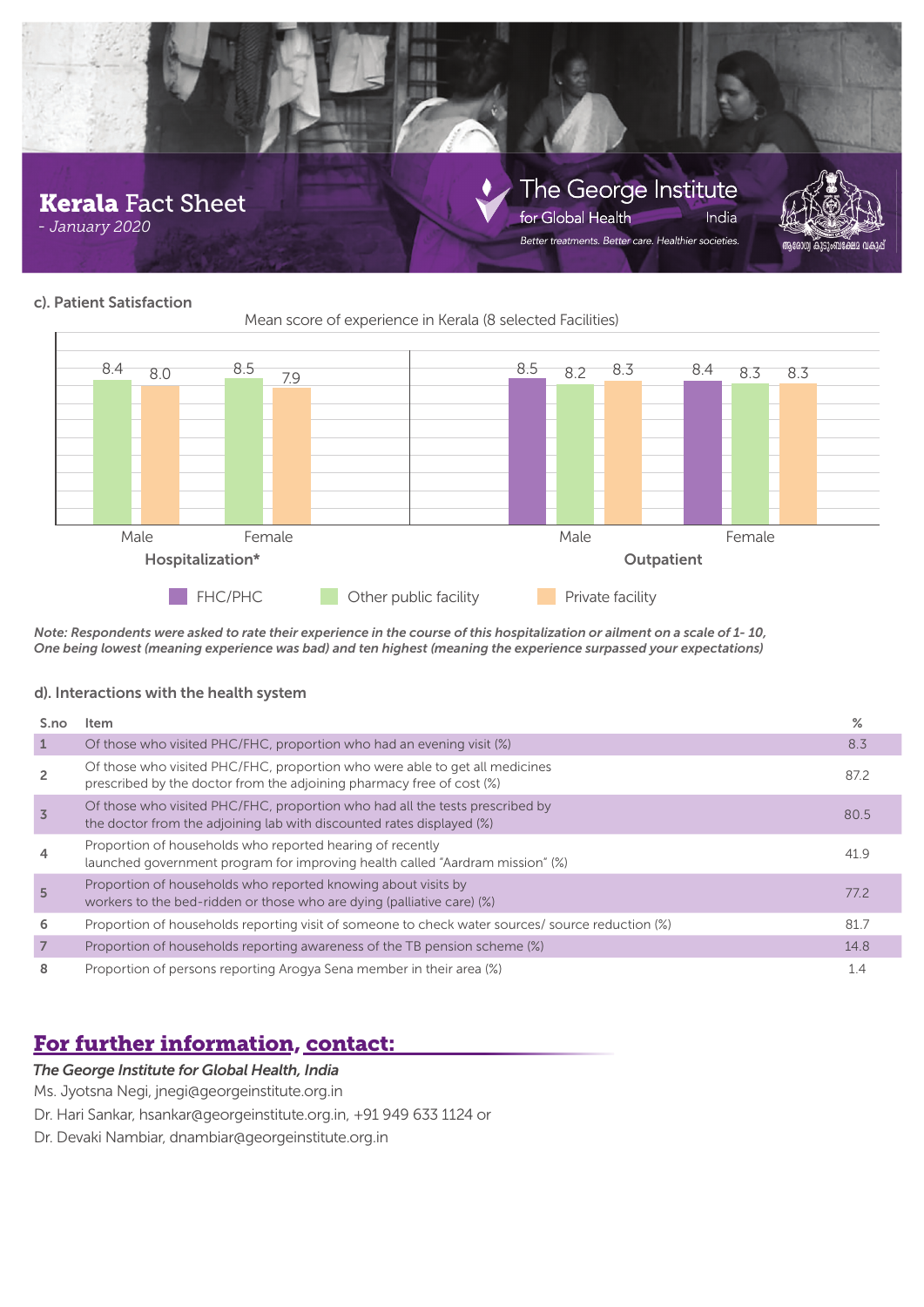**Kerala** Fact Sheet
- *January 2020*

The George Institute for Global Health India

*Better treatments. Better care. Healthier societies.*

### c). Patient Satisfaction

Mean score of experience in Kerala (8 selected Facilities)

8.4
8.0
8.5
7.9
8.5
8.2
8.3
8.4
8.3
8.3

Male
Female
Hospitalization*

Male
Female
Outpatient

FHC/PHC
Other public facility
Private facility

*Note: Respondents were asked to rate their experience in the course of this hospitalization or ailment on a scale of 1- 10, One being lowest (meaning experience was bad) and ten highest (meaning the experience surpassed your expectations)*

### d). Interactions with the health system

| S.no | Item | % |
|---|---|---|
| 1 | Of those who visited PHC/FHC, proportion who had an evening visit (%) | 8.3 |
| 2 | Of those who visited PHC/FHC, proportion who were able to get all medicines prescribed by the doctor from the adjoining pharmacy free of cost (%) | 87.2 |
| 3 | Of those who visited PHC/FHC, proportion who had all the tests prescribed by the doctor from the adjoining lab with discounted rates displayed (%) | 80.5 |
| 4 | Proportion of households who reported hearing of recently launched government program for improving health called "Aardram mission" (%) | 41.9 |
| 5 | Proportion of households who reported knowing about visits by workers to the bed-ridden or those who are dying (palliative care) (%) | 77.2 |
| 6 | Proportion of households reporting visit of someone to check water sources/ source reduction (%) | 81.7 |
| 7 | Proportion of households reporting awareness of the TB pension scheme (%) | 14.8 |
| 8 | Proportion of persons reporting Arogya Sena member in their area (%) | 1.4 |

## For further information, contact:

*The George Institute for Global Health, India*

Ms. Jyotsna Negi, jnegi@georgeinstitute.org.in

Dr. Hari Sankar, hsankar@georgeinstitute.org.in, +91 949 633 1124 or

Dr. Devaki Nambiar, dnambiar@georgeinstitute.org.in